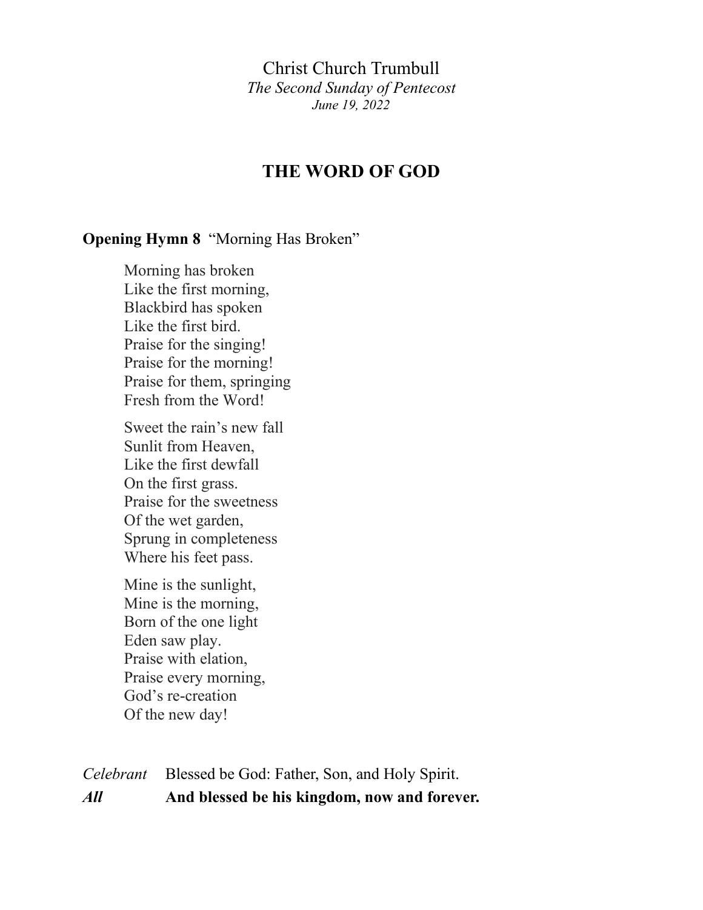Christ Church Trumbull

*The Second Sunday of Pentecost*

*June 19, 2022*

# THE WORD OF GOD

**Opening Hymn 8** "Morning Has Broken"

Morning has broken
Like the first morning,
Blackbird has spoken
Like the first bird.
Praise for the singing!
Praise for the morning!
Praise for them, springing
Fresh from the Word!

Sweet the rain's new fall
Sunlit from Heaven,
Like the first dewfall
On the first grass.
Praise for the sweetness
Of the wet garden,
Sprung in completeness
Where his feet pass.

Mine is the sunlight,
Mine is the morning,
Born of the one light
Eden saw play.
Praise with elation,
Praise every morning,
God's re-creation
Of the new day!

*Celebrant* Blessed be God: Father, Son, and Holy Spirit.

***All*** **And blessed be his kingdom, now and forever.**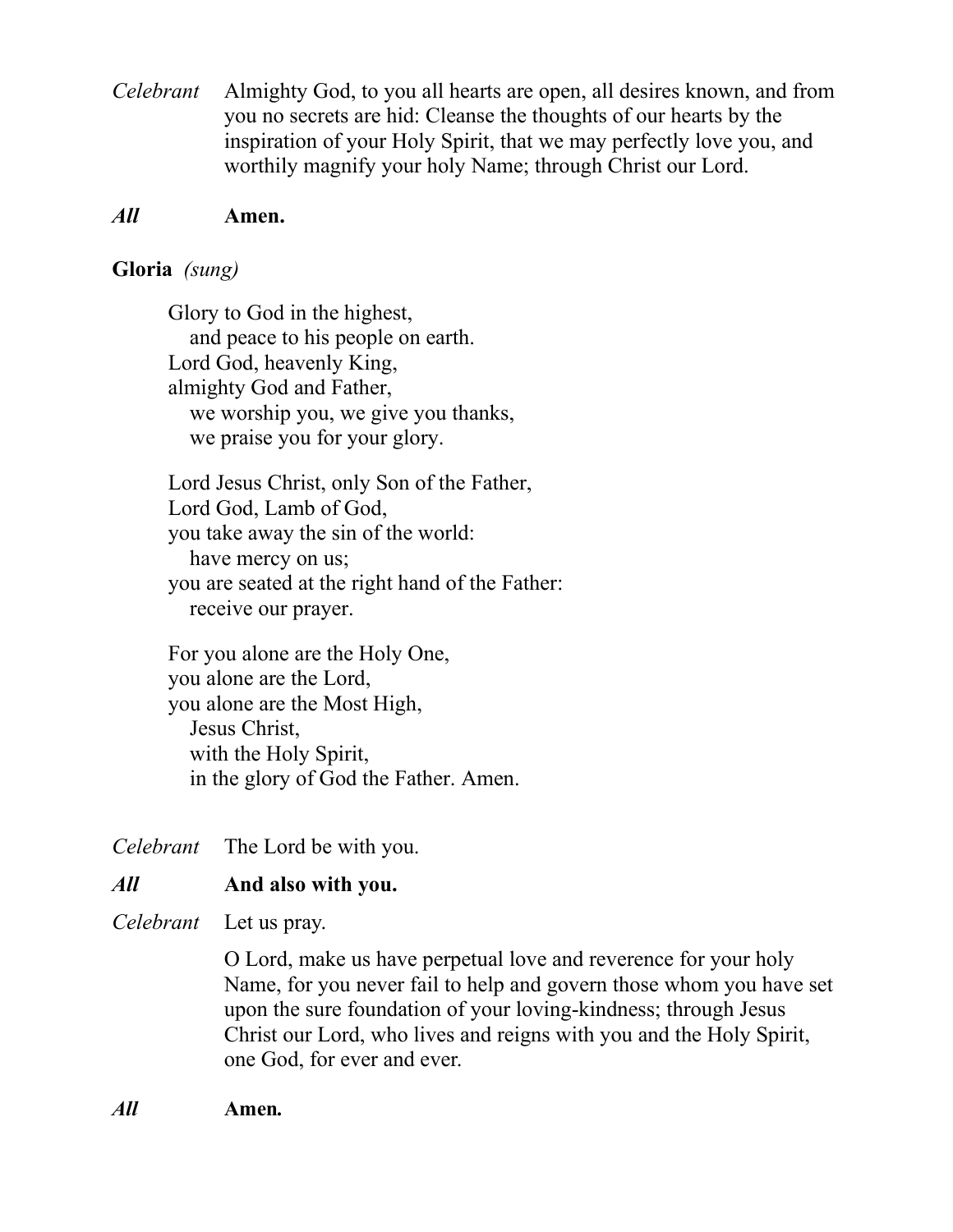*Celebrant* Almighty God, to you all hearts are open, all desires known, and from you no secrets are hid: Cleanse the thoughts of our hearts by the inspiration of your Holy Spirit, that we may perfectly love you, and worthily magnify your holy Name; through Christ our Lord.

***All*** **Amen.**

**Gloria** *(sung)*

Glory to God in the highest,
  and peace to his people on earth.
Lord God, heavenly King,
almighty God and Father,
  we worship you, we give you thanks,
  we praise you for your glory.

Lord Jesus Christ, only Son of the Father,
Lord God, Lamb of God,
you take away the sin of the world:
  have mercy on us;
you are seated at the right hand of the Father:
  receive our prayer.

For you alone are the Holy One,
you alone are the Lord,
you alone are the Most High,
  Jesus Christ,
  with the Holy Spirit,
  in the glory of God the Father. Amen.

*Celebrant* The Lord be with you.

***All*** **And also with you.**

*Celebrant* Let us pray.

O Lord, make us have perpetual love and reverence for your holy Name, for you never fail to help and govern those whom you have set upon the sure foundation of your loving-kindness; through Jesus Christ our Lord, who lives and reigns with you and the Holy Spirit, one God, for ever and ever.

***All*** **Amen.**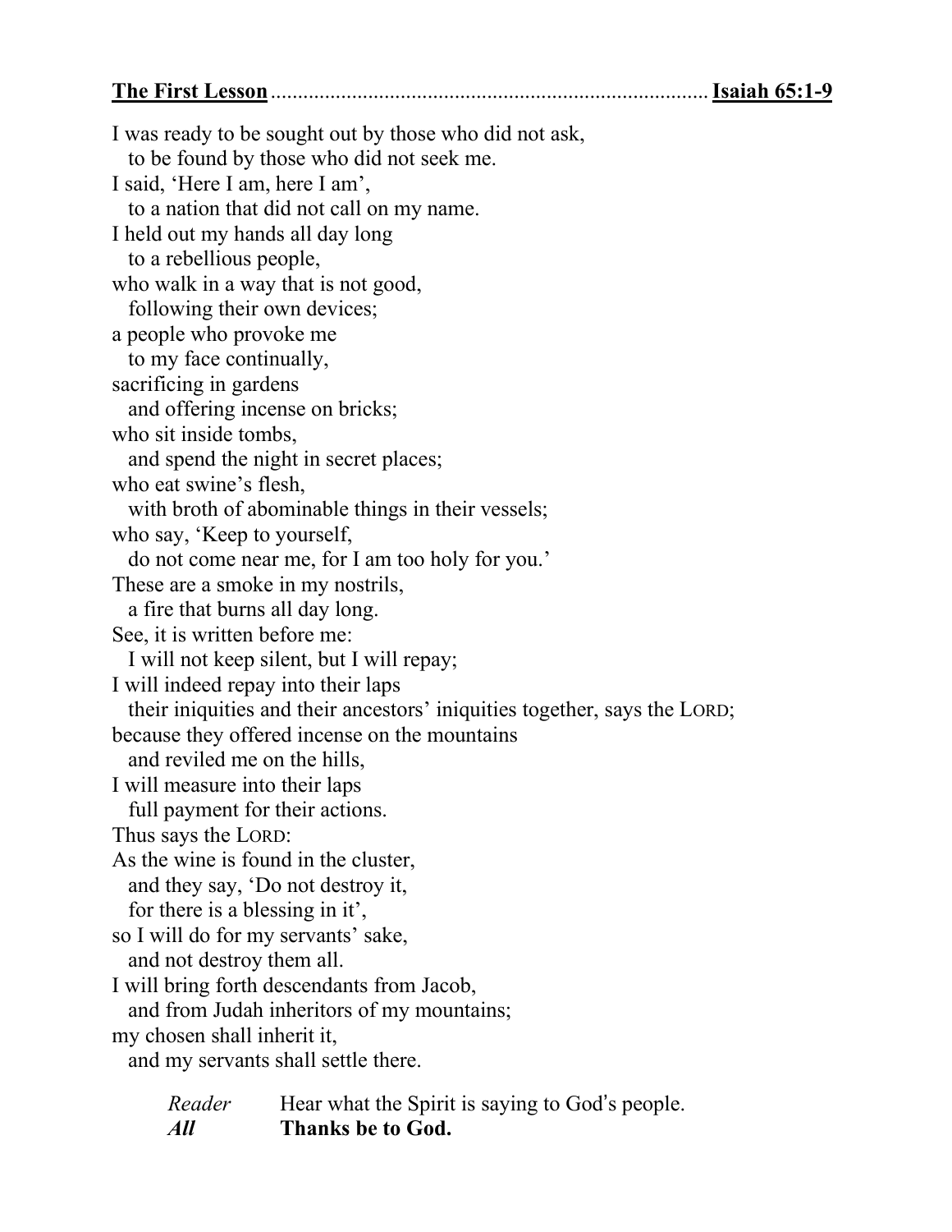**The First Lesson** ................................................................................ **Isaiah 65:1-9**

I was ready to be sought out by those who did not ask,
  to be found by those who did not seek me.
I said, 'Here I am, here I am',
  to a nation that did not call on my name.
I held out my hands all day long
  to a rebellious people,
who walk in a way that is not good,
  following their own devices;
a people who provoke me
  to my face continually,
sacrificing in gardens
  and offering incense on bricks;
who sit inside tombs,
  and spend the night in secret places;
who eat swine's flesh,
  with broth of abominable things in their vessels;
who say, 'Keep to yourself,
  do not come near me, for I am too holy for you.'
These are a smoke in my nostrils,
  a fire that burns all day long.
See, it is written before me:
  I will not keep silent, but I will repay;
I will indeed repay into their laps
  their iniquities and their ancestors' iniquities together, says the LORD;
because they offered incense on the mountains
  and reviled me on the hills,
I will measure into their laps
  full payment for their actions.
Thus says the LORD:
As the wine is found in the cluster,
  and they say, 'Do not destroy it,
  for there is a blessing in it',
so I will do for my servants' sake,
  and not destroy them all.
I will bring forth descendants from Jacob,
  and from Judah inheritors of my mountains;
my chosen shall inherit it,
  and my servants shall settle there.

*Reader* Hear what the Spirit is saying to God's people.
***All*** **Thanks be to God.**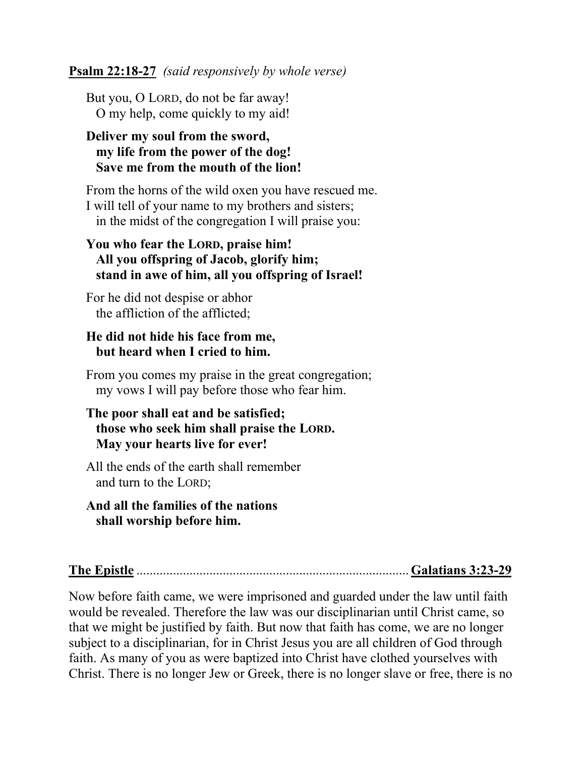**Psalm 22:18-27** *(said responsively by whole verse)*

But you, O LORD, do not be far away!  
  O my help, come quickly to my aid!

**Deliver my soul from the sword,**  
  **my life from the power of the dog!**  
  **Save me from the mouth of the lion!**

From the horns of the wild oxen you have rescued me.  
I will tell of your name to my brothers and sisters;  
  in the midst of the congregation I will praise you:

**You who fear the LORD, praise him!**  
  **All you offspring of Jacob, glorify him;**  
  **stand in awe of him, all you offspring of Israel!**

For he did not despise or abhor  
  the affliction of the afflicted;

**He did not hide his face from me,**  
  **but heard when I cried to him.**

From you comes my praise in the great congregation;  
  my vows I will pay before those who fear him.

**The poor shall eat and be satisfied;**  
  **those who seek him shall praise the LORD.**  
  **May your hearts live for ever!**

All the ends of the earth shall remember  
  and turn to the LORD;

**And all the families of the nations**  
  **shall worship before him.**

**The Epistle** ................................................................................ **Galatians 3:23-29**

Now before faith came, we were imprisoned and guarded under the law until faith would be revealed. Therefore the law was our disciplinarian until Christ came, so that we might be justified by faith. But now that faith has come, we are no longer subject to a disciplinarian, for in Christ Jesus you are all children of God through faith. As many of you as were baptized into Christ have clothed yourselves with Christ. There is no longer Jew or Greek, there is no longer slave or free, there is no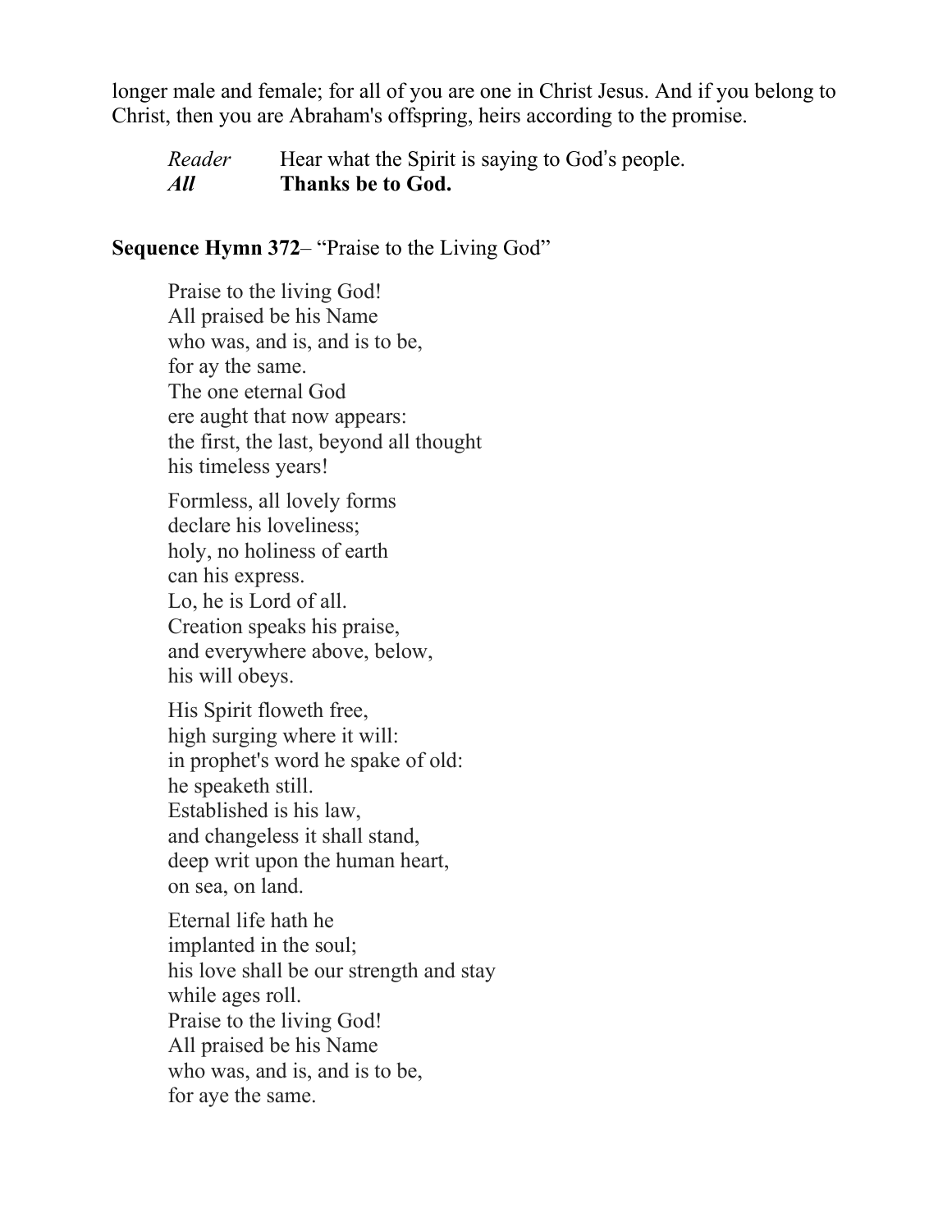longer male and female; for all of you are one in Christ Jesus. And if you belong to Christ, then you are Abraham's offspring, heirs according to the promise.

*Reader* Hear what the Spirit is saying to God's people.
***All*** **Thanks be to God.**

**Sequence Hymn 372**– "Praise to the Living God"

Praise to the living God!
All praised be his Name
who was, and is, and is to be,
for ay the same.
The one eternal God
ere aught that now appears:
the first, the last, beyond all thought
his timeless years!

Formless, all lovely forms
declare his loveliness;
holy, no holiness of earth
can his express.
Lo, he is Lord of all.
Creation speaks his praise,
and everywhere above, below,
his will obeys.

His Spirit floweth free,
high surging where it will:
in prophet's word he spake of old:
he speaketh still.
Established is his law,
and changeless it shall stand,
deep writ upon the human heart,
on sea, on land.

Eternal life hath he
implanted in the soul;
his love shall be our strength and stay
while ages roll.
Praise to the living God!
All praised be his Name
who was, and is, and is to be,
for aye the same.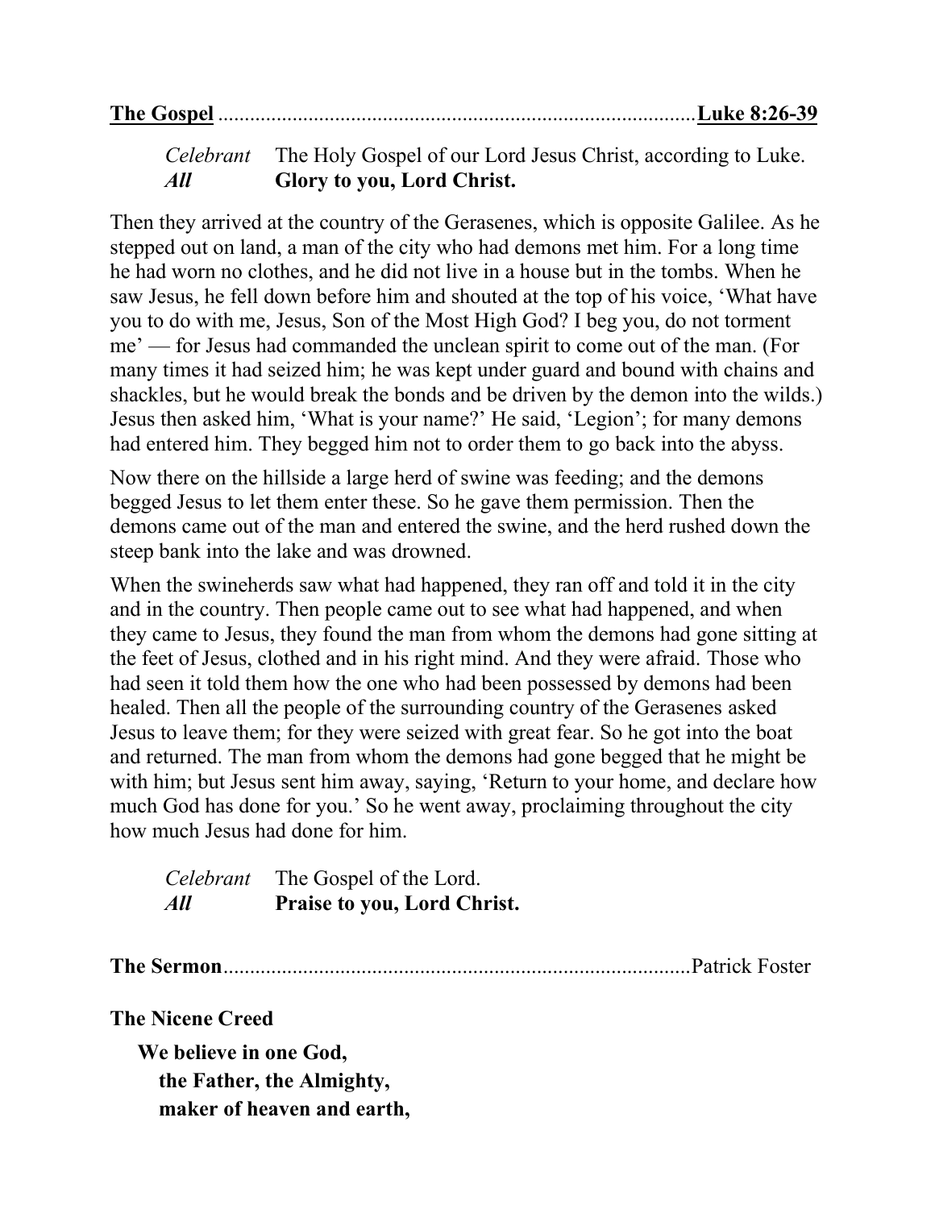**The Gospel** ........................................................................................ **Luke 8:26-39**

*Celebrant* The Holy Gospel of our Lord Jesus Christ, according to Luke.
***All*** **Glory to you, Lord Christ.**

Then they arrived at the country of the Gerasenes, which is opposite Galilee. As he stepped out on land, a man of the city who had demons met him. For a long time he had worn no clothes, and he did not live in a house but in the tombs. When he saw Jesus, he fell down before him and shouted at the top of his voice, 'What have you to do with me, Jesus, Son of the Most High God? I beg you, do not torment me' — for Jesus had commanded the unclean spirit to come out of the man. (For many times it had seized him; he was kept under guard and bound with chains and shackles, but he would break the bonds and be driven by the demon into the wilds.) Jesus then asked him, 'What is your name?' He said, 'Legion'; for many demons had entered him. They begged him not to order them to go back into the abyss.

Now there on the hillside a large herd of swine was feeding; and the demons begged Jesus to let them enter these. So he gave them permission. Then the demons came out of the man and entered the swine, and the herd rushed down the steep bank into the lake and was drowned.

When the swineherds saw what had happened, they ran off and told it in the city and in the country. Then people came out to see what had happened, and when they came to Jesus, they found the man from whom the demons had gone sitting at the feet of Jesus, clothed and in his right mind. And they were afraid. Those who had seen it told them how the one who had been possessed by demons had been healed. Then all the people of the surrounding country of the Gerasenes asked Jesus to leave them; for they were seized with great fear. So he got into the boat and returned. The man from whom the demons had gone begged that he might be with him; but Jesus sent him away, saying, 'Return to your home, and declare how much God has done for you.' So he went away, proclaiming throughout the city how much Jesus had done for him.

*Celebrant* The Gospel of the Lord.
***All*** **Praise to you, Lord Christ.**

**The Sermon** ........................................................................................ Patrick Foster

**The Nicene Creed**

**We believe in one God,**
**the Father, the Almighty,**
**maker of heaven and earth,**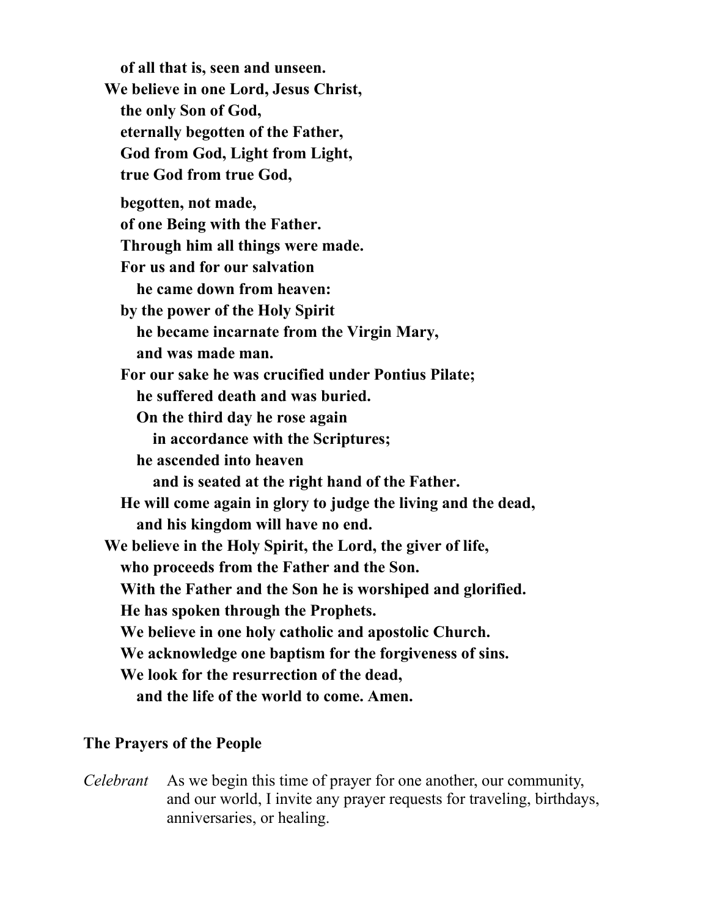**of all that is, seen and unseen.**
**We believe in one Lord, Jesus Christ,**
**the only Son of God,**
**eternally begotten of the Father,**
**God from God, Light from Light,**
**true God from true God,**

**begotten, not made,**
**of one Being with the Father.**
**Through him all things were made.**
**For us and for our salvation**
**he came down from heaven:**
**by the power of the Holy Spirit**
**he became incarnate from the Virgin Mary,**
**and was made man.**
**For our sake he was crucified under Pontius Pilate;**
**he suffered death and was buried.**
**On the third day he rose again**
**in accordance with the Scriptures;**
**he ascended into heaven**
**and is seated at the right hand of the Father.**
**He will come again in glory to judge the living and the dead,**
**and his kingdom will have no end.**
**We believe in the Holy Spirit, the Lord, the giver of life,**
**who proceeds from the Father and the Son.**
**With the Father and the Son he is worshiped and glorified.**
**He has spoken through the Prophets.**
**We believe in one holy catholic and apostolic Church.**
**We acknowledge one baptism for the forgiveness of sins.**
**We look for the resurrection of the dead,**
**and the life of the world to come. Amen.**

**The Prayers of the People**

*Celebrant* As we begin this time of prayer for one another, our community, and our world, I invite any prayer requests for traveling, birthdays, anniversaries, or healing.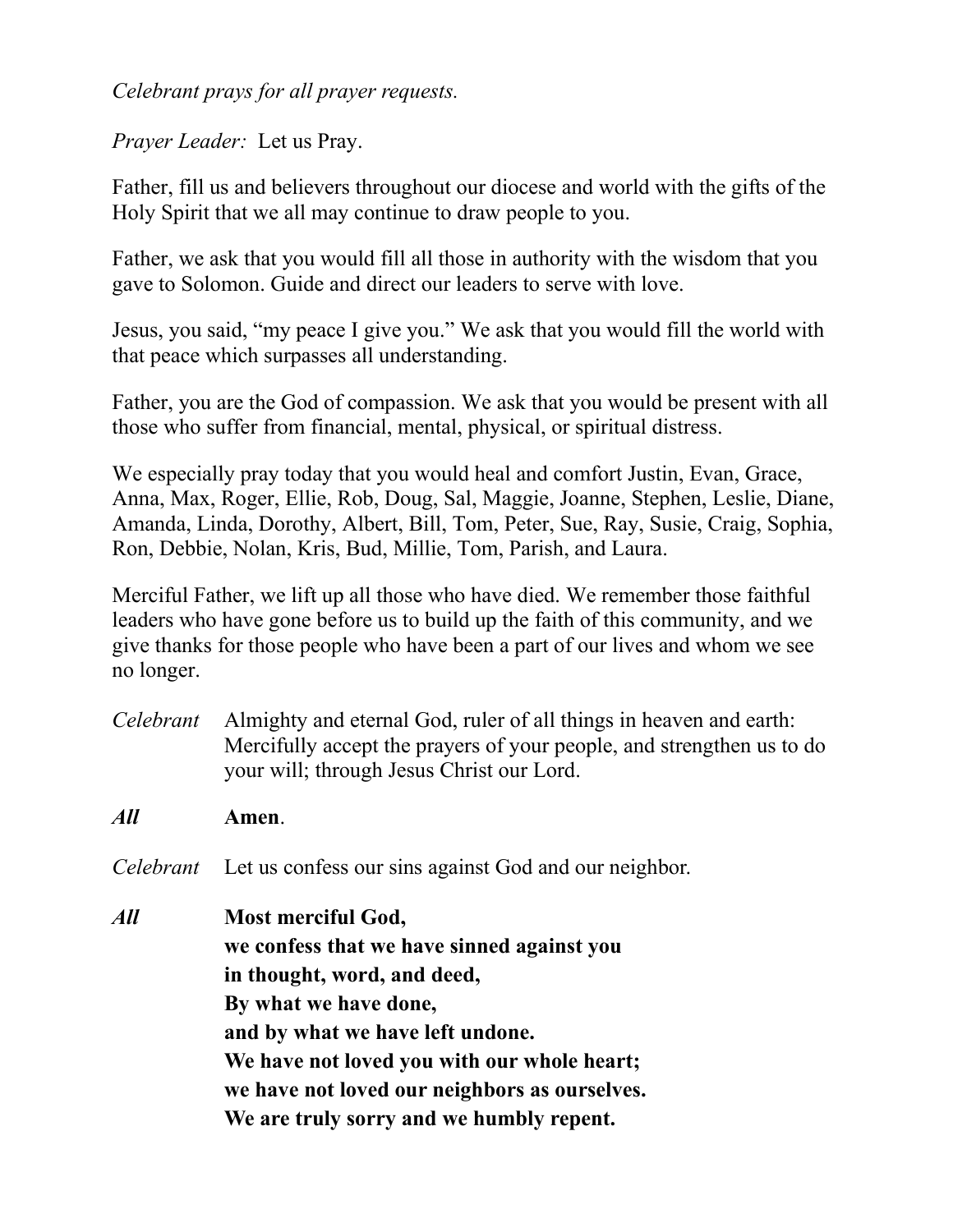*Celebrant prays for all prayer requests.*

*Prayer Leader:* Let us Pray.

Father, fill us and believers throughout our diocese and world with the gifts of the Holy Spirit that we all may continue to draw people to you.

Father, we ask that you would fill all those in authority with the wisdom that you gave to Solomon. Guide and direct our leaders to serve with love.

Jesus, you said, "my peace I give you." We ask that you would fill the world with that peace which surpasses all understanding.

Father, you are the God of compassion. We ask that you would be present with all those who suffer from financial, mental, physical, or spiritual distress.

We especially pray today that you would heal and comfort Justin, Evan, Grace, Anna, Max, Roger, Ellie, Rob, Doug, Sal, Maggie, Joanne, Stephen, Leslie, Diane, Amanda, Linda, Dorothy, Albert, Bill, Tom, Peter, Sue, Ray, Susie, Craig, Sophia, Ron, Debbie, Nolan, Kris, Bud, Millie, Tom, Parish, and Laura.

Merciful Father, we lift up all those who have died. We remember those faithful leaders who have gone before us to build up the faith of this community, and we give thanks for those people who have been a part of our lives and whom we see no longer.

*Celebrant* Almighty and eternal God, ruler of all things in heaven and earth: Mercifully accept the prayers of your people, and strengthen us to do your will; through Jesus Christ our Lord.

***All*** **Amen**.

*Celebrant* Let us confess our sins against God and our neighbor.

***All*** **Most merciful God,**
**we confess that we have sinned against you**
**in thought, word, and deed,**
**By what we have done,**
**and by what we have left undone.**
**We have not loved you with our whole heart;**
**we have not loved our neighbors as ourselves.**
**We are truly sorry and we humbly repent.**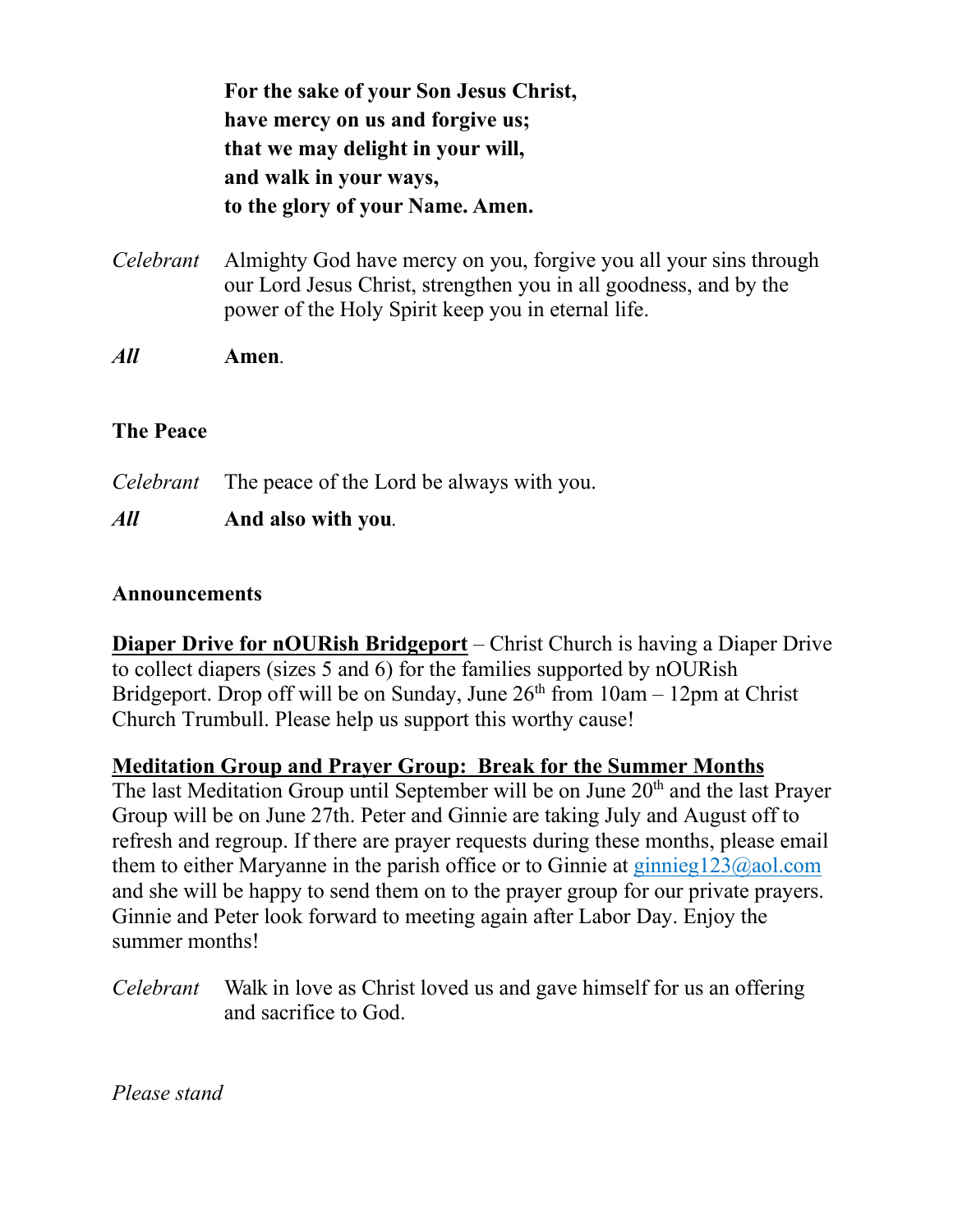**For the sake of your Son Jesus Christ,**
**have mercy on us and forgive us;**
**that we may delight in your will,**
**and walk in your ways,**
**to the glory of your Name. Amen.**

*Celebrant* Almighty God have mercy on you, forgive you all your sins through our Lord Jesus Christ, strengthen you in all goodness, and by the power of the Holy Spirit keep you in eternal life.

***All*** **Amen**.

**The Peace**

*Celebrant* The peace of the Lord be always with you.

***All*** **And also with you**.

**Announcements**

**Diaper Drive for nOURish Bridgeport** – Christ Church is having a Diaper Drive to collect diapers (sizes 5 and 6) for the families supported by nOURish Bridgeport. Drop off will be on Sunday, June 26th from 10am – 12pm at Christ Church Trumbull. Please help us support this worthy cause!

**Meditation Group and Prayer Group: Break for the Summer Months**
The last Meditation Group until September will be on June 20th and the last Prayer Group will be on June 27th. Peter and Ginnie are taking July and August off to refresh and regroup. If there are prayer requests during these months, please email them to either Maryanne in the parish office or to Ginnie at ginnieg123@aol.com and she will be happy to send them on to the prayer group for our private prayers. Ginnie and Peter look forward to meeting again after Labor Day. Enjoy the summer months!

*Celebrant* Walk in love as Christ loved us and gave himself for us an offering and sacrifice to God.

*Please stand*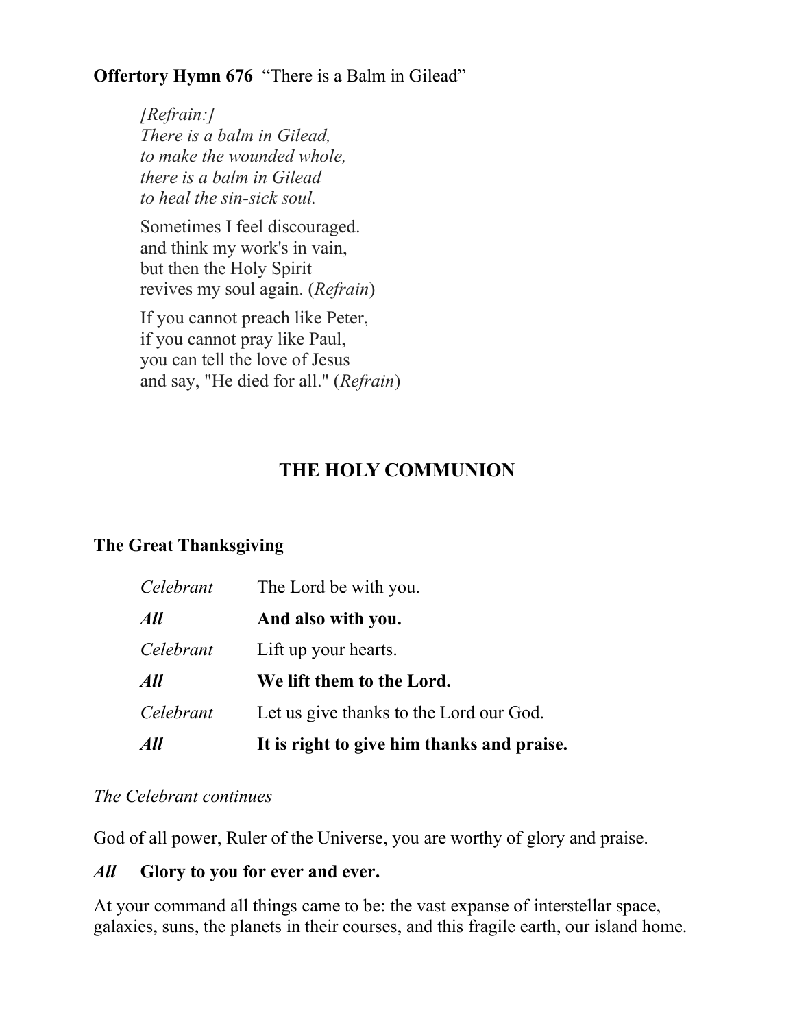**Offertory Hymn 676** "There is a Balm in Gilead"

*[Refrain:]*
*There is a balm in Gilead,*
*to make the wounded whole,*
*there is a balm in Gilead*
*to heal the sin-sick soul.*

Sometimes I feel discouraged.
and think my work's in vain,
but then the Holy Spirit
revives my soul again. (*Refrain*)

If you cannot preach like Peter,
if you cannot pray like Paul,
you can tell the love of Jesus
and say, "He died for all." (*Refrain*)

## THE HOLY COMMUNION

### The Great Thanksgiving

| | |
|---|---|
| *Celebrant* | The Lord be with you. |
| ***All*** | **And also with you.** |
| *Celebrant* | Lift up your hearts. |
| ***All*** | **We lift them to the Lord.** |
| *Celebrant* | Let us give thanks to the Lord our God. |
| ***All*** | **It is right to give him thanks and praise.** |

*The Celebrant continues*

God of all power, Ruler of the Universe, you are worthy of glory and praise.

***All*** **Glory to you for ever and ever.**

At your command all things came to be: the vast expanse of interstellar space, galaxies, suns, the planets in their courses, and this fragile earth, our island home.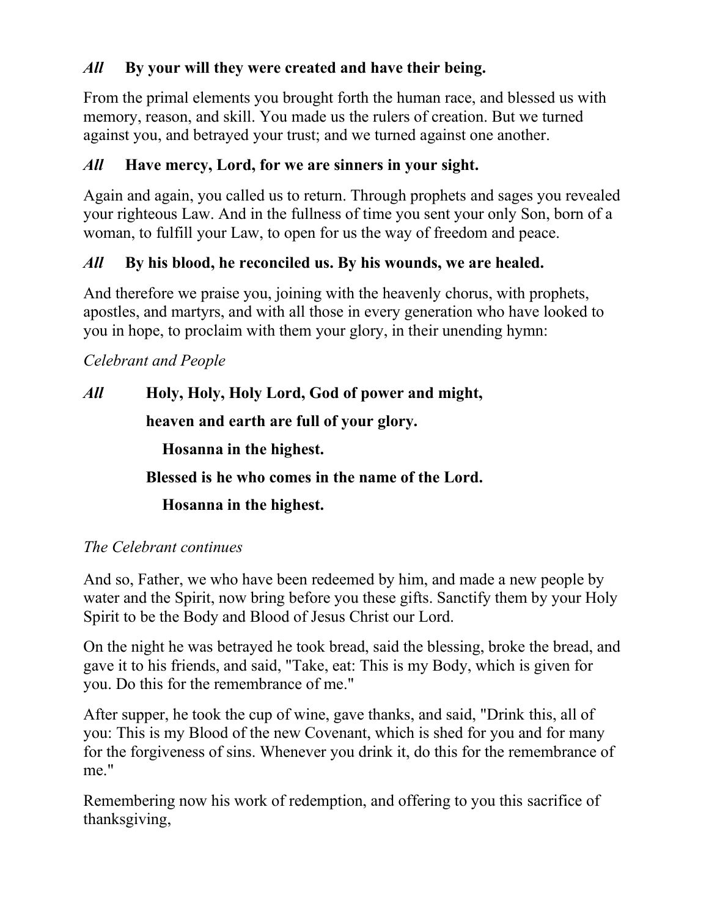*All* **By your will they were created and have their being.**

From the primal elements you brought forth the human race, and blessed us with memory, reason, and skill. You made us the rulers of creation. But we turned against you, and betrayed your trust; and we turned against one another.

*All* **Have mercy, Lord, for we are sinners in your sight.**

Again and again, you called us to return. Through prophets and sages you revealed your righteous Law. And in the fullness of time you sent your only Son, born of a woman, to fulfill your Law, to open for us the way of freedom and peace.

*All* **By his blood, he reconciled us. By his wounds, we are healed.**

And therefore we praise you, joining with the heavenly chorus, with prophets, apostles, and martyrs, and with all those in every generation who have looked to you in hope, to proclaim with them your glory, in their unending hymn:

*Celebrant and People*

*All* **Holy, Holy, Holy Lord, God of power and might,**

**heaven and earth are full of your glory.**

**Hosanna in the highest.**

**Blessed is he who comes in the name of the Lord.**

**Hosanna in the highest.**

*The Celebrant continues*

And so, Father, we who have been redeemed by him, and made a new people by water and the Spirit, now bring before you these gifts. Sanctify them by your Holy Spirit to be the Body and Blood of Jesus Christ our Lord.

On the night he was betrayed he took bread, said the blessing, broke the bread, and gave it to his friends, and said, "Take, eat: This is my Body, which is given for you. Do this for the remembrance of me."

After supper, he took the cup of wine, gave thanks, and said, "Drink this, all of you: This is my Blood of the new Covenant, which is shed for you and for many for the forgiveness of sins. Whenever you drink it, do this for the remembrance of me."

Remembering now his work of redemption, and offering to you this sacrifice of thanksgiving,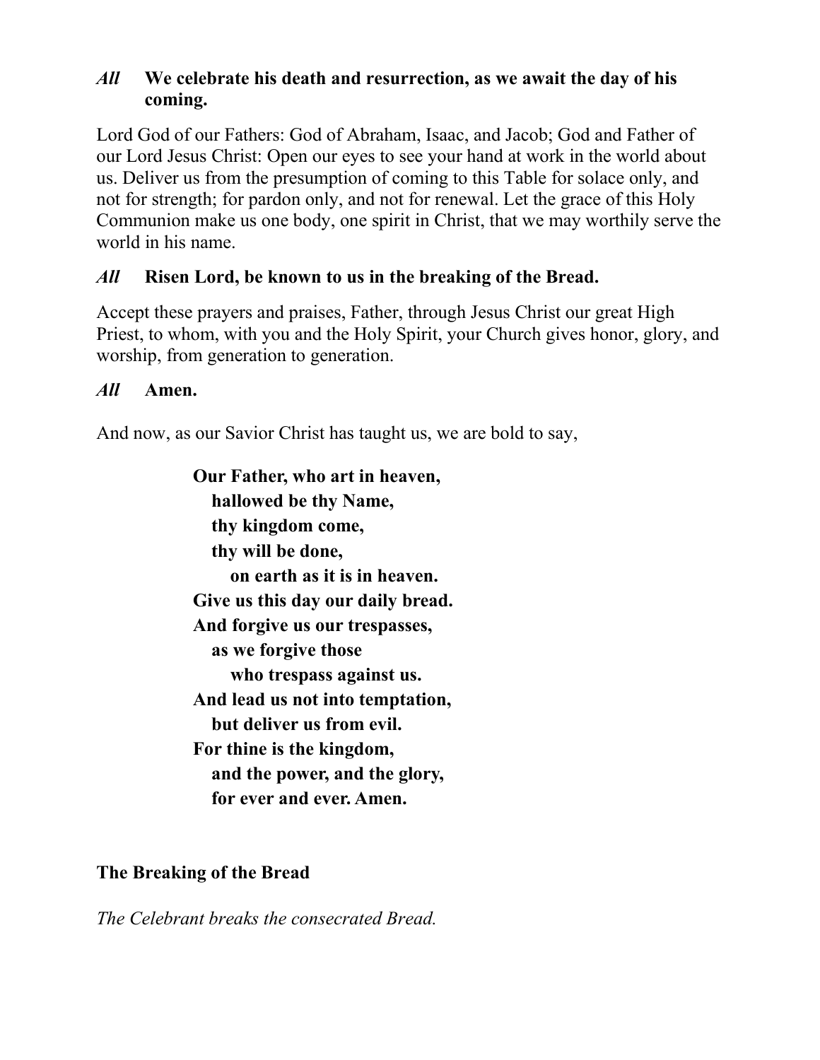*All* **We celebrate his death and resurrection, as we await the day of his coming.**

Lord God of our Fathers: God of Abraham, Isaac, and Jacob; God and Father of our Lord Jesus Christ: Open our eyes to see your hand at work in the world about us. Deliver us from the presumption of coming to this Table for solace only, and not for strength; for pardon only, and not for renewal. Let the grace of this Holy Communion make us one body, one spirit in Christ, that we may worthily serve the world in his name.

*All* **Risen Lord, be known to us in the breaking of the Bread.**

Accept these prayers and praises, Father, through Jesus Christ our great High Priest, to whom, with you and the Holy Spirit, your Church gives honor, glory, and worship, from generation to generation.

*All* **Amen.**

And now, as our Savior Christ has taught us, we are bold to say,

**Our Father, who art in heaven,**
**hallowed be thy Name,**
**thy kingdom come,**
**thy will be done,**
**on earth as it is in heaven.**
**Give us this day our daily bread.**
**And forgive us our trespasses,**
**as we forgive those**
**who trespass against us.**
**And lead us not into temptation,**
**but deliver us from evil.**
**For thine is the kingdom,**
**and the power, and the glory,**
**for ever and ever. Amen.**

**The Breaking of the Bread**

*The Celebrant breaks the consecrated Bread.*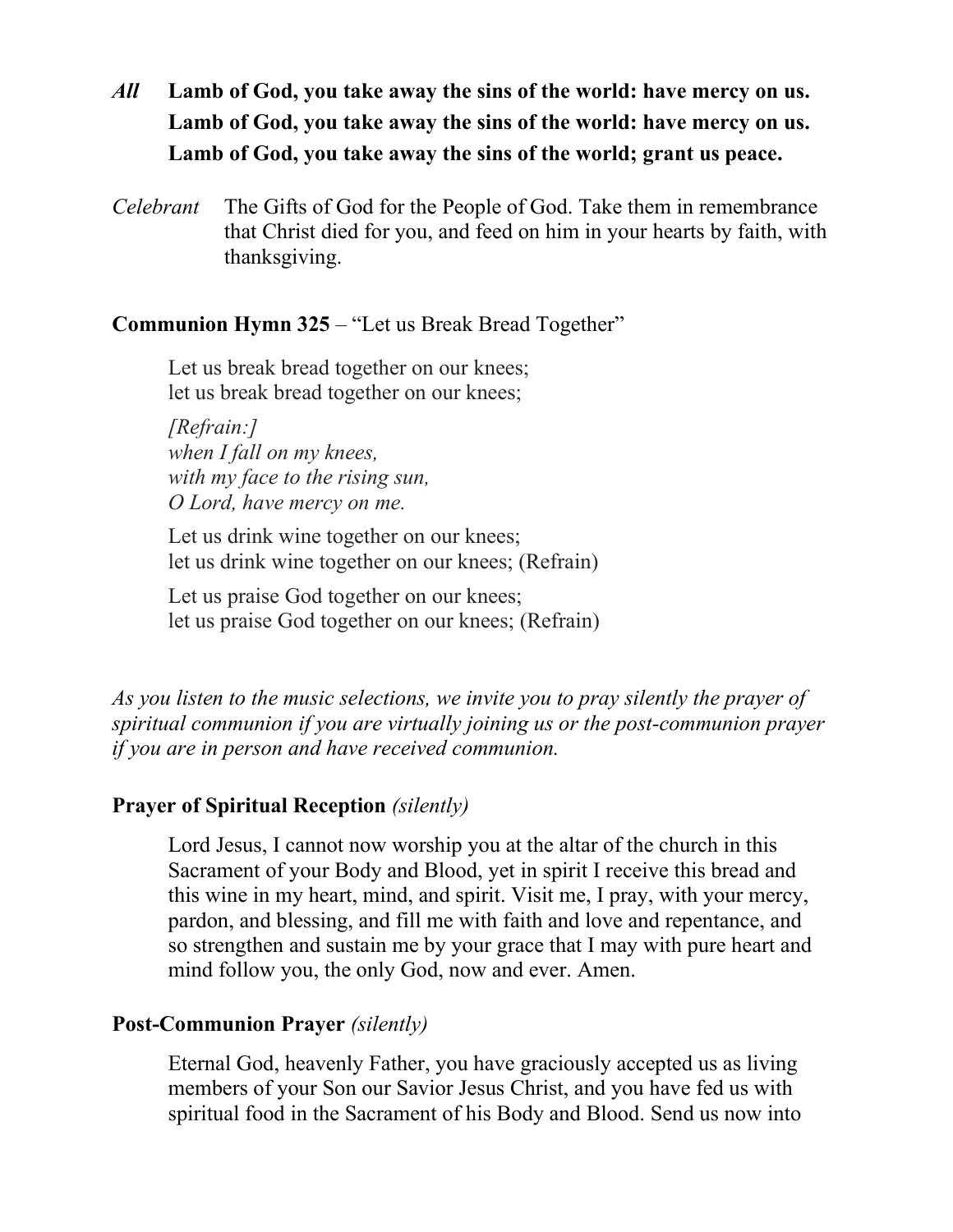*All* **Lamb of God, you take away the sins of the world: have mercy on us.**
**Lamb of God, you take away the sins of the world: have mercy on us.**
**Lamb of God, you take away the sins of the world; grant us peace.**

*Celebrant* The Gifts of God for the People of God. Take them in remembrance that Christ died for you, and feed on him in your hearts by faith, with thanksgiving.

**Communion Hymn 325** – "Let us Break Bread Together"

Let us break bread together on our knees;
let us break bread together on our knees;

*[Refrain:]*
*when I fall on my knees,*
*with my face to the rising sun,*
*O Lord, have mercy on me.*

Let us drink wine together on our knees;
let us drink wine together on our knees; (Refrain)

Let us praise God together on our knees;
let us praise God together on our knees; (Refrain)

*As you listen to the music selections, we invite you to pray silently the prayer of spiritual communion if you are virtually joining us or the post-communion prayer if you are in person and have received communion.*

**Prayer of Spiritual Reception** *(silently)*

Lord Jesus, I cannot now worship you at the altar of the church in this Sacrament of your Body and Blood, yet in spirit I receive this bread and this wine in my heart, mind, and spirit. Visit me, I pray, with your mercy, pardon, and blessing, and fill me with faith and love and repentance, and so strengthen and sustain me by your grace that I may with pure heart and mind follow you, the only God, now and ever. Amen.

**Post-Communion Prayer** *(silently)*

Eternal God, heavenly Father, you have graciously accepted us as living members of your Son our Savior Jesus Christ, and you have fed us with spiritual food in the Sacrament of his Body and Blood. Send us now into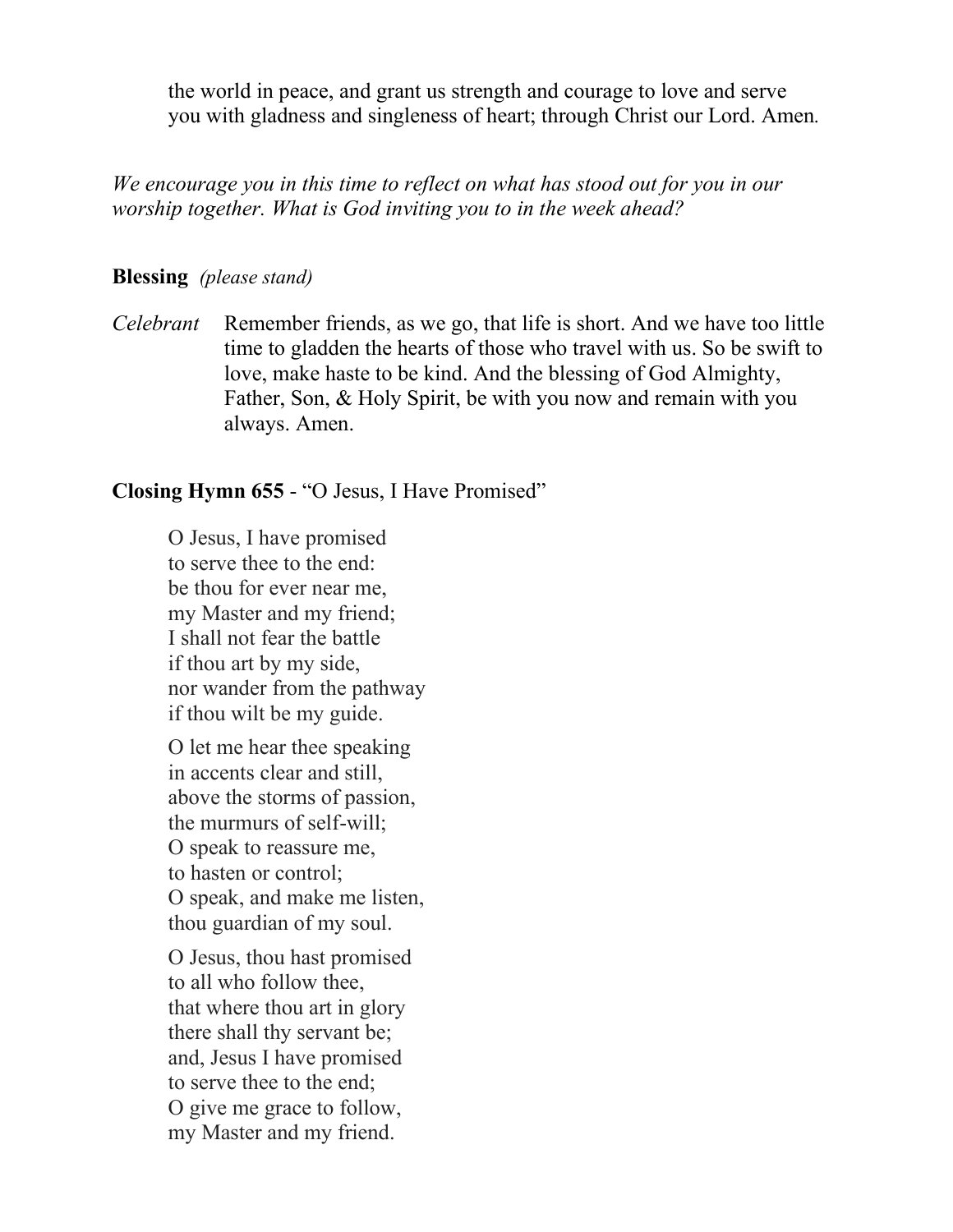the world in peace, and grant us strength and courage to love and serve you with gladness and singleness of heart; through Christ our Lord. Amen.

*We encourage you in this time to reflect on what has stood out for you in our worship together. What is God inviting you to in the week ahead?*

**Blessing** *(please stand)*

*Celebrant* Remember friends, as we go, that life is short. And we have too little time to gladden the hearts of those who travel with us. So be swift to love, make haste to be kind. And the blessing of God Almighty, Father, Son, & Holy Spirit, be with you now and remain with you always. Amen.

**Closing Hymn 655** - "O Jesus, I Have Promised"

O Jesus, I have promised
to serve thee to the end:
be thou for ever near me,
my Master and my friend;
I shall not fear the battle
if thou art by my side,
nor wander from the pathway
if thou wilt be my guide.

O let me hear thee speaking
in accents clear and still,
above the storms of passion,
the murmurs of self-will;
O speak to reassure me,
to hasten or control;
O speak, and make me listen,
thou guardian of my soul.

O Jesus, thou hast promised
to all who follow thee,
that where thou art in glory
there shall thy servant be;
and, Jesus I have promised
to serve thee to the end;
O give me grace to follow,
my Master and my friend.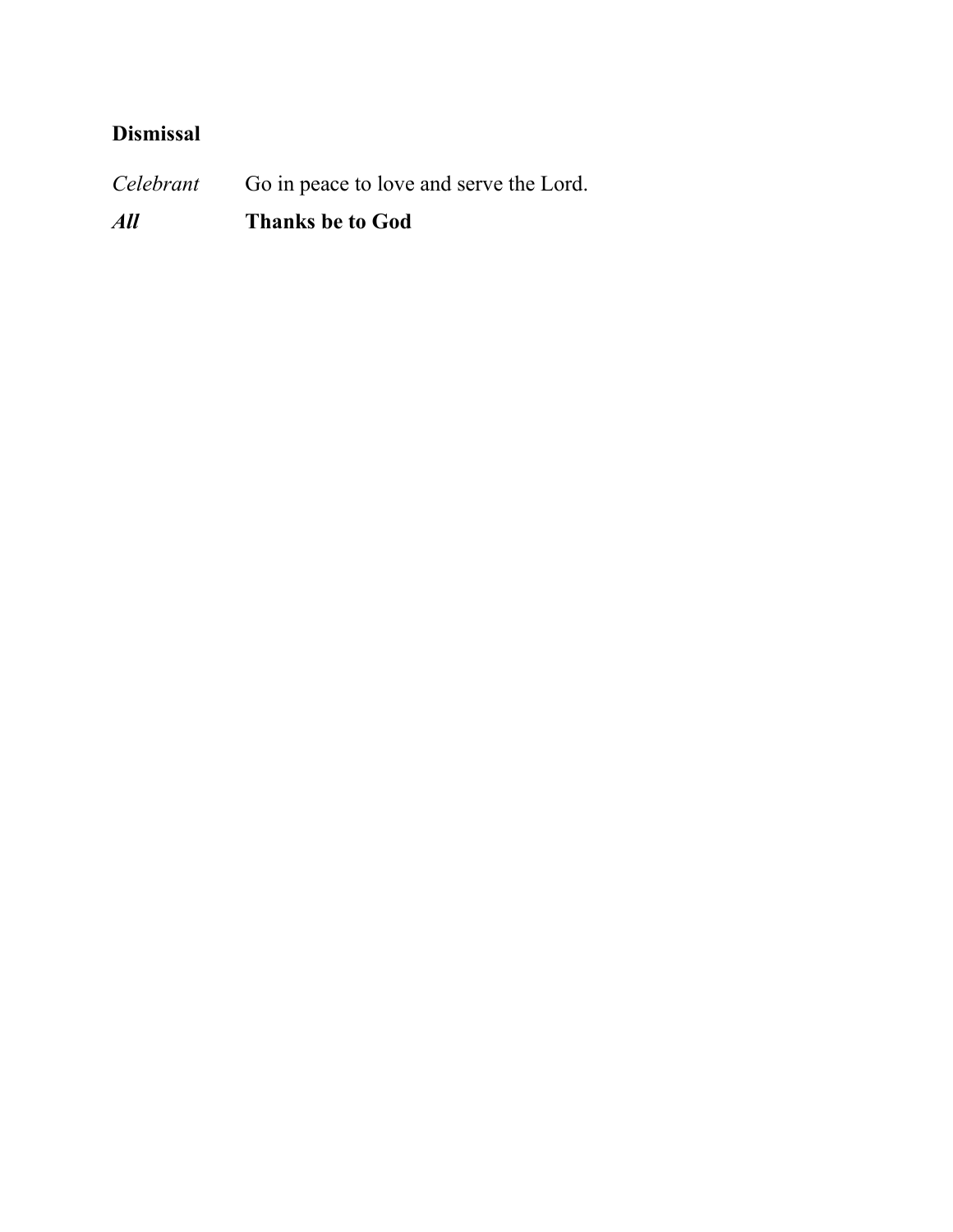**Dismissal**

*Celebrant* Go in peace to love and serve the Lord.

***All*** **Thanks be to God**